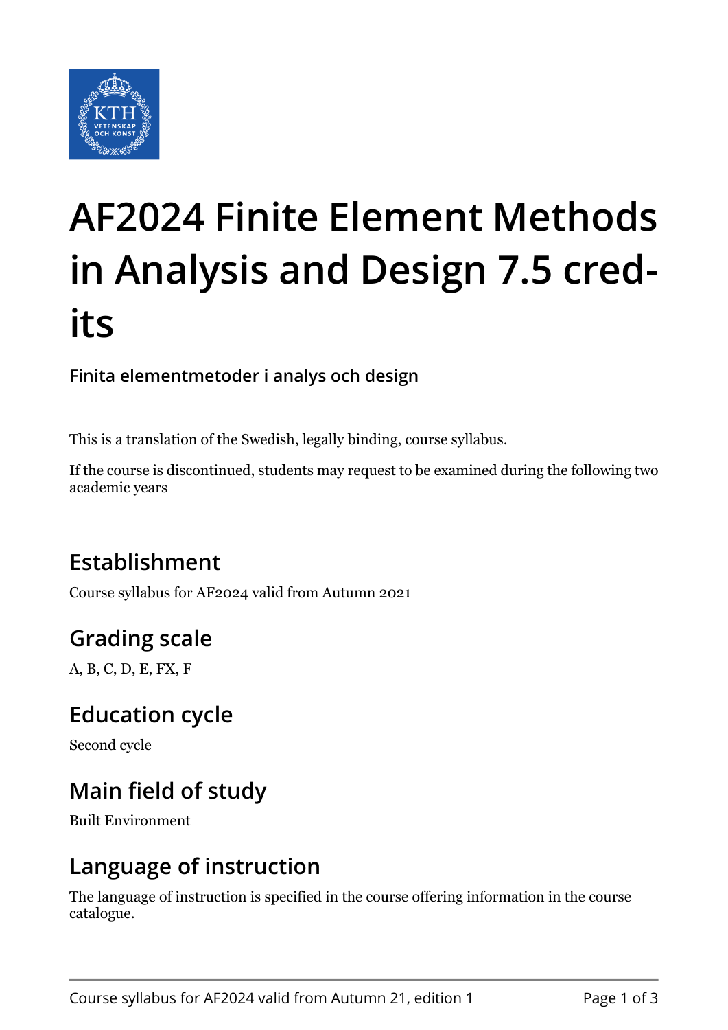# AF2024 Finite Element Methods in Analysis and Design 7.5 credits

**Finita elementmetoder i analys och design**

This is a translation of the Swedish, legally binding, course syllabus.

If the course is discontinued, students may request to be examined during the following two academic years

## Establishment

Course syllabus for AF2024 valid from Autumn 2021

## Grading scale

A, B, C, D, E, FX, F

## Education cycle

Second cycle

## Main field of study

Built Environment

## Language of instruction

The language of instruction is specified in the course offering information in the course catalogue.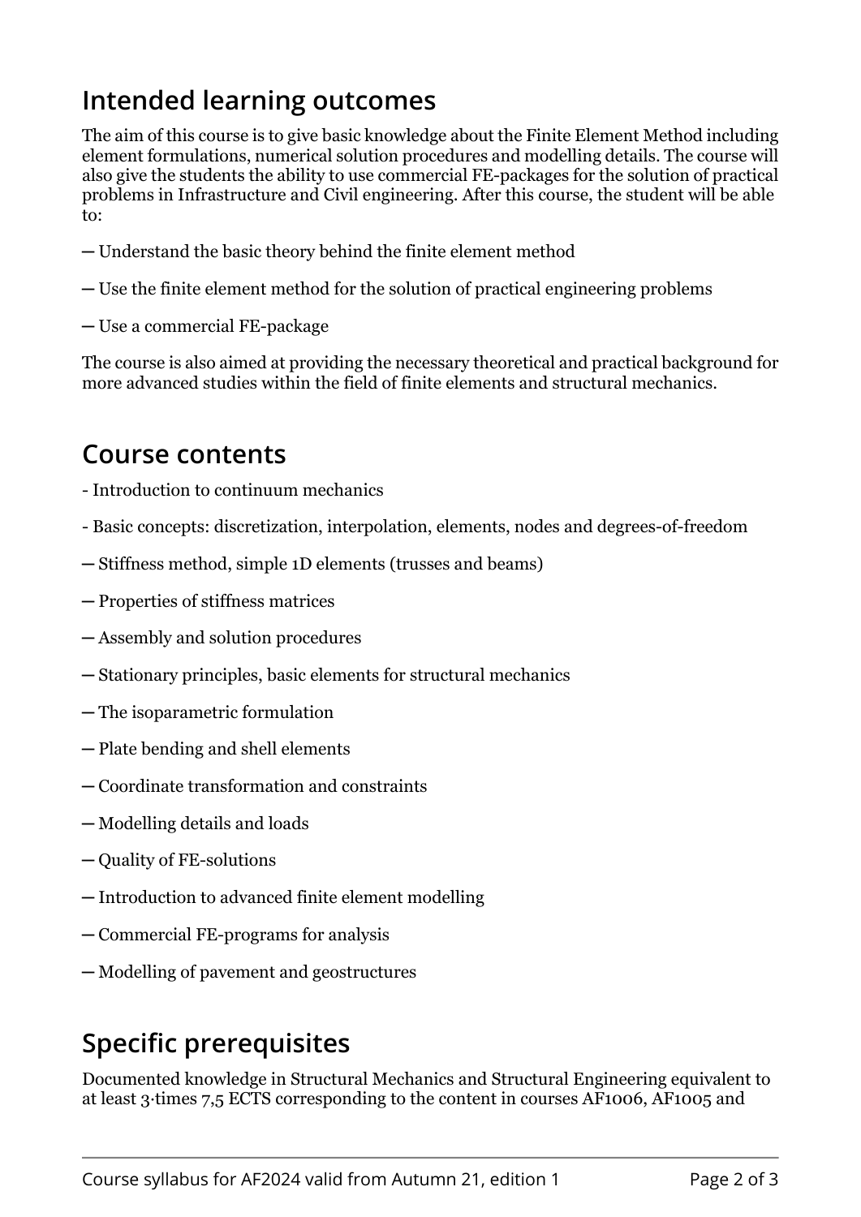## Intended learning outcomes

The aim of this course is to give basic knowledge about the Finite Element Method including element formulations, numerical solution procedures and modelling details. The course will also give the students the ability to use commercial FE-packages for the solution of practical problems in Infrastructure and Civil engineering. After this course, the student will be able to:

— Understand the basic theory behind the finite element method

— Use the finite element method for the solution of practical engineering problems

— Use a commercial FE-package

The course is also aimed at providing the necessary theoretical and practical background for more advanced studies within the field of finite elements and structural mechanics.

## Course contents

- Introduction to continuum mechanics

- Basic concepts: discretization, interpolation, elements, nodes and degrees-of-freedom

— Stiffness method, simple 1D elements (trusses and beams)

— Properties of stiffness matrices

— Assembly and solution procedures

— Stationary principles, basic elements for structural mechanics

— The isoparametric formulation

— Plate bending and shell elements

— Coordinate transformation and constraints

— Modelling details and loads

— Quality of FE-solutions

— Introduction to advanced finite element modelling

— Commercial FE-programs for analysis

— Modelling of pavement and geostructures

## Specific prerequisites

Documented knowledge in Structural Mechanics and Structural Engineering equivalent to at least 3·times 7,5 ECTS corresponding to the content in courses AF1006, AF1005 and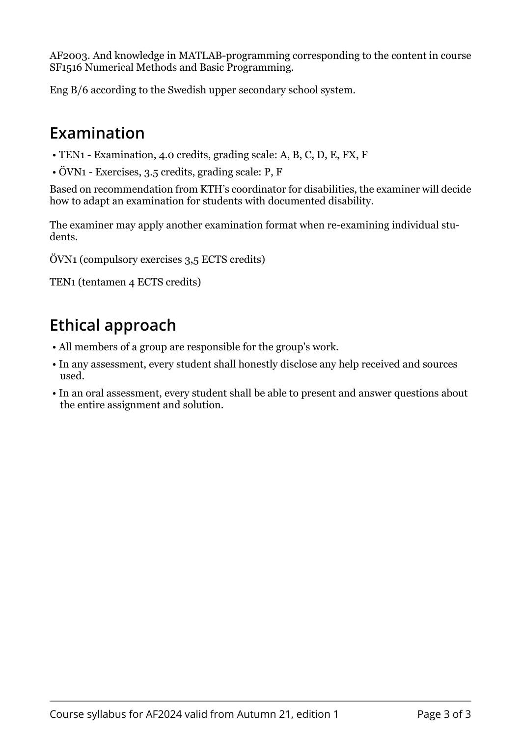AF2003. And knowledge in MATLAB-programming corresponding to the content in course SF1516 Numerical Methods and Basic Programming.

Eng B/6 according to the Swedish upper secondary school system.

## Examination

- TEN1 - Examination, 4.0 credits, grading scale: A, B, C, D, E, FX, F
- ÖVN1 - Exercises, 3.5 credits, grading scale: P, F

Based on recommendation from KTH's coordinator for disabilities, the examiner will decide how to adapt an examination for students with documented disability.

The examiner may apply another examination format when re-examining individual students.

ÖVN1 (compulsory exercises 3,5 ECTS credits)

TEN1 (tentamen 4 ECTS credits)

## Ethical approach

- All members of a group are responsible for the group's work.
- In any assessment, every student shall honestly disclose any help received and sources used.
- In an oral assessment, every student shall be able to present and answer questions about the entire assignment and solution.